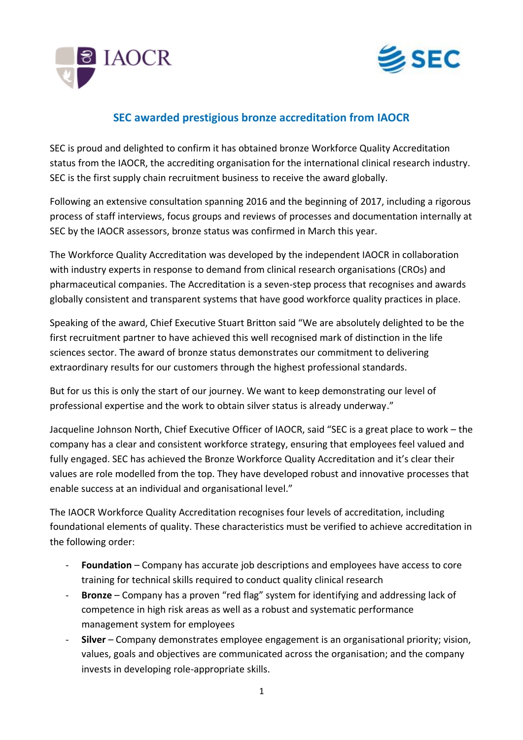## SEC awarded prestigious bronze accreditation from IAOCR

SEC is proud and delighted to confirm it has obtained bronze Workforce Quality Accreditation status from the IAOCR, the accrediting organisation for the international clinical research industry. SEC is the first supply chain recruitment business to receive the award globally.

Following an extensive consultation spanning 2016 and the beginning of 2017, including a rigorous process of staff interviews, focus groups and reviews of processes and documentation internally at SEC by the IAOCR assessors, bronze status was confirmed in March this year.

The Workforce Quality Accreditation was developed by the independent IAOCR in collaboration with industry experts in response to demand from clinical research organisations (CROs) and pharmaceutical companies. The Accreditation is a seven-step process that recognises and awards globally consistent and transparent systems that have good workforce quality practices in place.

Speaking of the award, Chief Executive Stuart Britton said "We are absolutely delighted to be the first recruitment partner to have achieved this well recognised mark of distinction in the life sciences sector. The award of bronze status demonstrates our commitment to delivering extraordinary results for our customers through the highest professional standards.

But for us this is only the start of our journey. We want to keep demonstrating our level of professional expertise and the work to obtain silver status is already underway."

Jacqueline Johnson North, Chief Executive Officer of IAOCR, said "SEC is a great place to work – the company has a clear and consistent workforce strategy, ensuring that employees feel valued and fully engaged. SEC has achieved the Bronze Workforce Quality Accreditation and it's clear their values are role modelled from the top. They have developed robust and innovative processes that enable success at an individual and organisational level."

The IAOCR Workforce Quality Accreditation recognises four levels of accreditation, including foundational elements of quality. These characteristics must be verified to achieve accreditation in the following order:

- **Foundation** – Company has accurate job descriptions and employees have access to core training for technical skills required to conduct quality clinical research
- **Bronze** – Company has a proven "red flag" system for identifying and addressing lack of competence in high risk areas as well as a robust and systematic performance management system for employees
- **Silver** – Company demonstrates employee engagement is an organisational priority; vision, values, goals and objectives are communicated across the organisation; and the company invests in developing role-appropriate skills.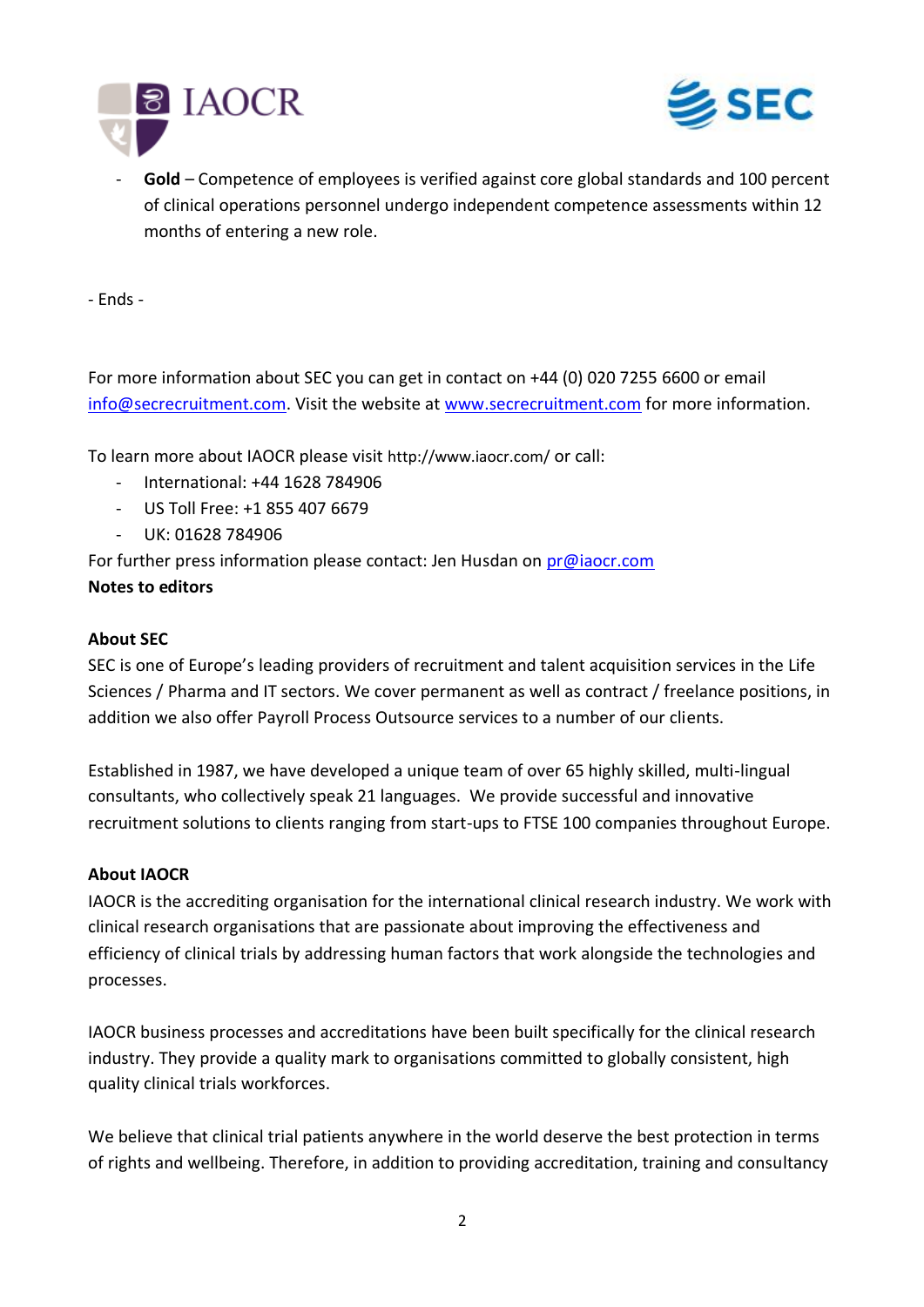- **Gold** – Competence of employees is verified against core global standards and 100 percent of clinical operations personnel undergo independent competence assessments within 12 months of entering a new role.

- Ends -

For more information about SEC you can get in contact on +44 (0) 020 7255 6600 or email info@secrecruitment.com. Visit the website at www.secrecruitment.com for more information.

To learn more about IAOCR please visit http://www.iaocr.com/ or call:

- International: +44 1628 784906
- US Toll Free: +1 855 407 6679
- UK: 01628 784906

For further press information please contact: Jen Husdan on pr@iaocr.com

**Notes to editors**

**About SEC**

SEC is one of Europe's leading providers of recruitment and talent acquisition services in the Life Sciences / Pharma and IT sectors. We cover permanent as well as contract / freelance positions, in addition we also offer Payroll Process Outsource services to a number of our clients.

Established in 1987, we have developed a unique team of over 65 highly skilled, multi-lingual consultants, who collectively speak 21 languages. We provide successful and innovative recruitment solutions to clients ranging from start-ups to FTSE 100 companies throughout Europe.

**About IAOCR**

IAOCR is the accrediting organisation for the international clinical research industry. We work with clinical research organisations that are passionate about improving the effectiveness and efficiency of clinical trials by addressing human factors that work alongside the technologies and processes.

IAOCR business processes and accreditations have been built specifically for the clinical research industry. They provide a quality mark to organisations committed to globally consistent, high quality clinical trials workforces.

We believe that clinical trial patients anywhere in the world deserve the best protection in terms of rights and wellbeing. Therefore, in addition to providing accreditation, training and consultancy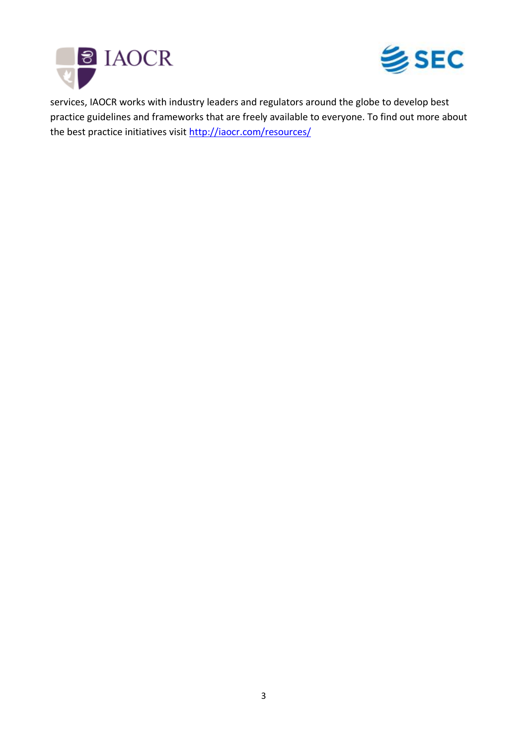services, IAOCR works with industry leaders and regulators around the globe to develop best practice guidelines and frameworks that are freely available to everyone. To find out more about the best practice initiatives visit [http://iaocr.com/resources/](http://iaocr.com/resources/)